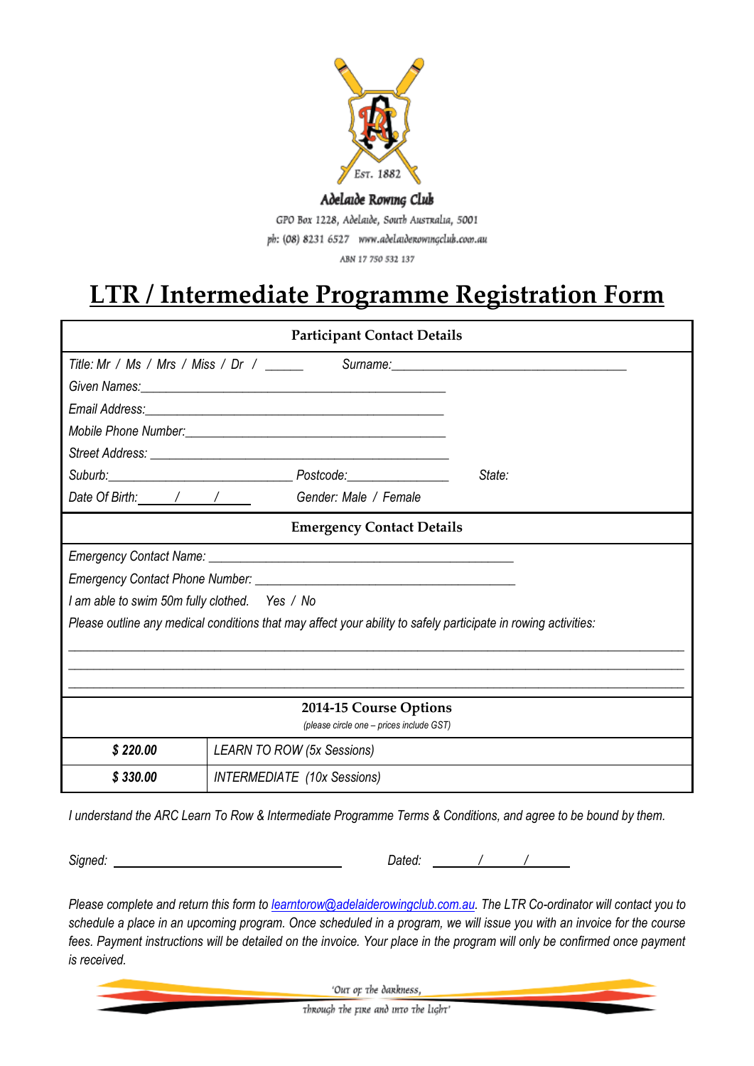Est. 1882

Adelaide Rowing Club

GPO Box 1228, Adelaide, South Australia, 5001

ph: (08) 8231 6527 www.adelaiderowingclub.com.au

ABN 17 750 532 137

# LTR / Intermediate Programme Registration Form

**Participant Contact Details**

*Title: Mr / Ms / Mrs / Miss / Dr / ______ Surname:___________________________________*

*Given Names:_____________________________________________*

*Email Address:____________________________________________*

*Mobile Phone Number:______________________________________*

*Street Address: ___________________________________________*

*Suburb:___________________________ Postcode:_______________ State:*

*Date Of Birth:_____ /_____ /_____ Gender: Male / Female*

**Emergency Contact Details**

*Emergency Contact Name: ____________________________________________*

*Emergency Contact Phone Number: ______________________________________*

*I am able to swim 50m fully clothed. Yes / No*

*Please outline any medical conditions that may affect your ability to safely participate in rowing activities:*

______________________________________________________________________________

______________________________________________________________________________

______________________________________________________________________________

**2014-15 Course Options**

*(please circle one – prices include GST)*

| | |
|---|---|
| ***$ 220.00*** | *LEARN TO ROW (5x Sessions)* |
| ***$ 330.00*** | *INTERMEDIATE (10x Sessions)* |

*I understand the ARC Learn To Row & Intermediate Programme Terms & Conditions, and agree to be bound by them.*

*Signed: ________________________________ Dated: ______ / ______ / ______*

*Please complete and return this form to learntorow@adelaiderowingclub.com.au. The LTR Co-ordinator will contact you to schedule a place in an upcoming program. Once scheduled in a program, we will issue you with an invoice for the course fees. Payment instructions will be detailed on the invoice. Your place in the program will only be confirmed once payment is received.*

'Out of the darkness, through the fire and into the light'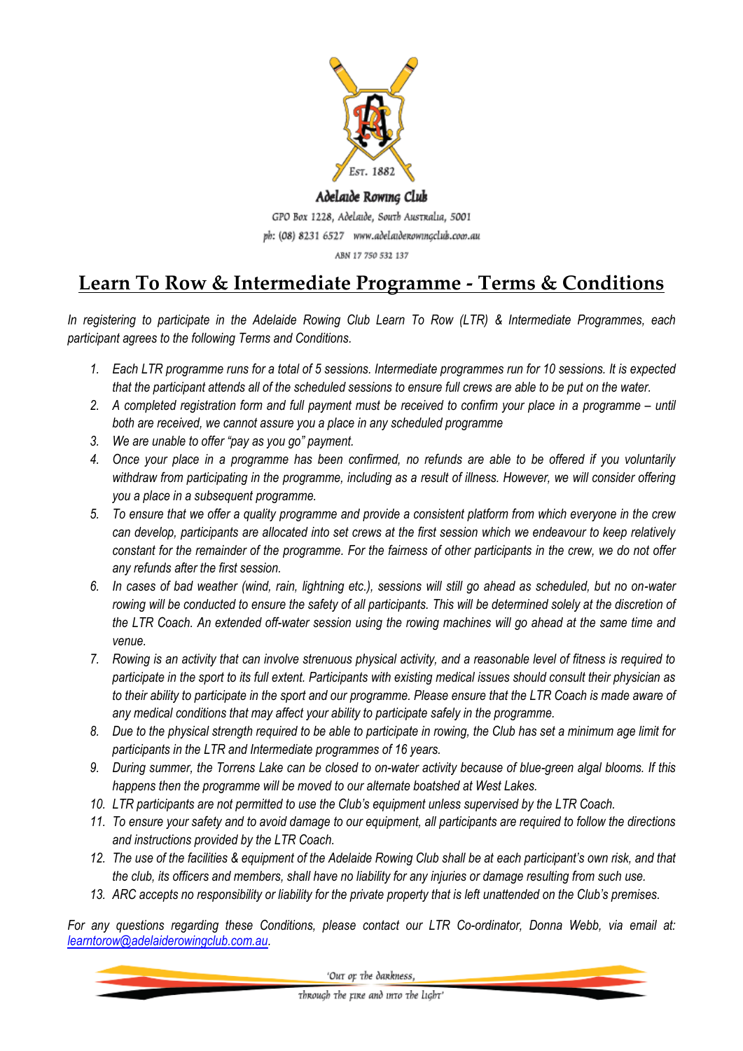Adelaide Rowing Club

GPO Box 1228, Adelaide, South Australia, 5001

ph: (08) 8231 6527 www.adelaiderowingclub.com.au

ABN 17 750 532 137

# Learn To Row & Intermediate Programme - Terms & Conditions

*In registering to participate in the Adelaide Rowing Club Learn To Row (LTR) & Intermediate Programmes, each participant agrees to the following Terms and Conditions.*

1. *Each LTR programme runs for a total of 5 sessions. Intermediate programmes run for 10 sessions. It is expected that the participant attends all of the scheduled sessions to ensure full crews are able to be put on the water.*
2. *A completed registration form and full payment must be received to confirm your place in a programme – until both are received, we cannot assure you a place in any scheduled programme*
3. *We are unable to offer "pay as you go" payment.*
4. *Once your place in a programme has been confirmed, no refunds are able to be offered if you voluntarily withdraw from participating in the programme, including as a result of illness. However, we will consider offering you a place in a subsequent programme.*
5. *To ensure that we offer a quality programme and provide a consistent platform from which everyone in the crew can develop, participants are allocated into set crews at the first session which we endeavour to keep relatively constant for the remainder of the programme. For the fairness of other participants in the crew, we do not offer any refunds after the first session.*
6. *In cases of bad weather (wind, rain, lightning etc.), sessions will still go ahead as scheduled, but no on-water rowing will be conducted to ensure the safety of all participants. This will be determined solely at the discretion of the LTR Coach. An extended off-water session using the rowing machines will go ahead at the same time and venue.*
7. *Rowing is an activity that can involve strenuous physical activity, and a reasonable level of fitness is required to participate in the sport to its full extent. Participants with existing medical issues should consult their physician as to their ability to participate in the sport and our programme. Please ensure that the LTR Coach is made aware of any medical conditions that may affect your ability to participate safely in the programme.*
8. *Due to the physical strength required to be able to participate in rowing, the Club has set a minimum age limit for participants in the LTR and Intermediate programmes of 16 years.*
9. *During summer, the Torrens Lake can be closed to on-water activity because of blue-green algal blooms. If this happens then the programme will be moved to our alternate boatshed at West Lakes.*
10. *LTR participants are not permitted to use the Club's equipment unless supervised by the LTR Coach.*
11. *To ensure your safety and to avoid damage to our equipment, all participants are required to follow the directions and instructions provided by the LTR Coach.*
12. *The use of the facilities & equipment of the Adelaide Rowing Club shall be at each participant's own risk, and that the club, its officers and members, shall have no liability for any injuries or damage resulting from such use.*
13. *ARC accepts no responsibility or liability for the private property that is left unattended on the Club's premises.*

*For any questions regarding these Conditions, please contact our LTR Co-ordinator, Donna Webb, via email at: learntorow@adelaiderowingclub.com.au.*

'Out of the darkness, through the fire and into the light'